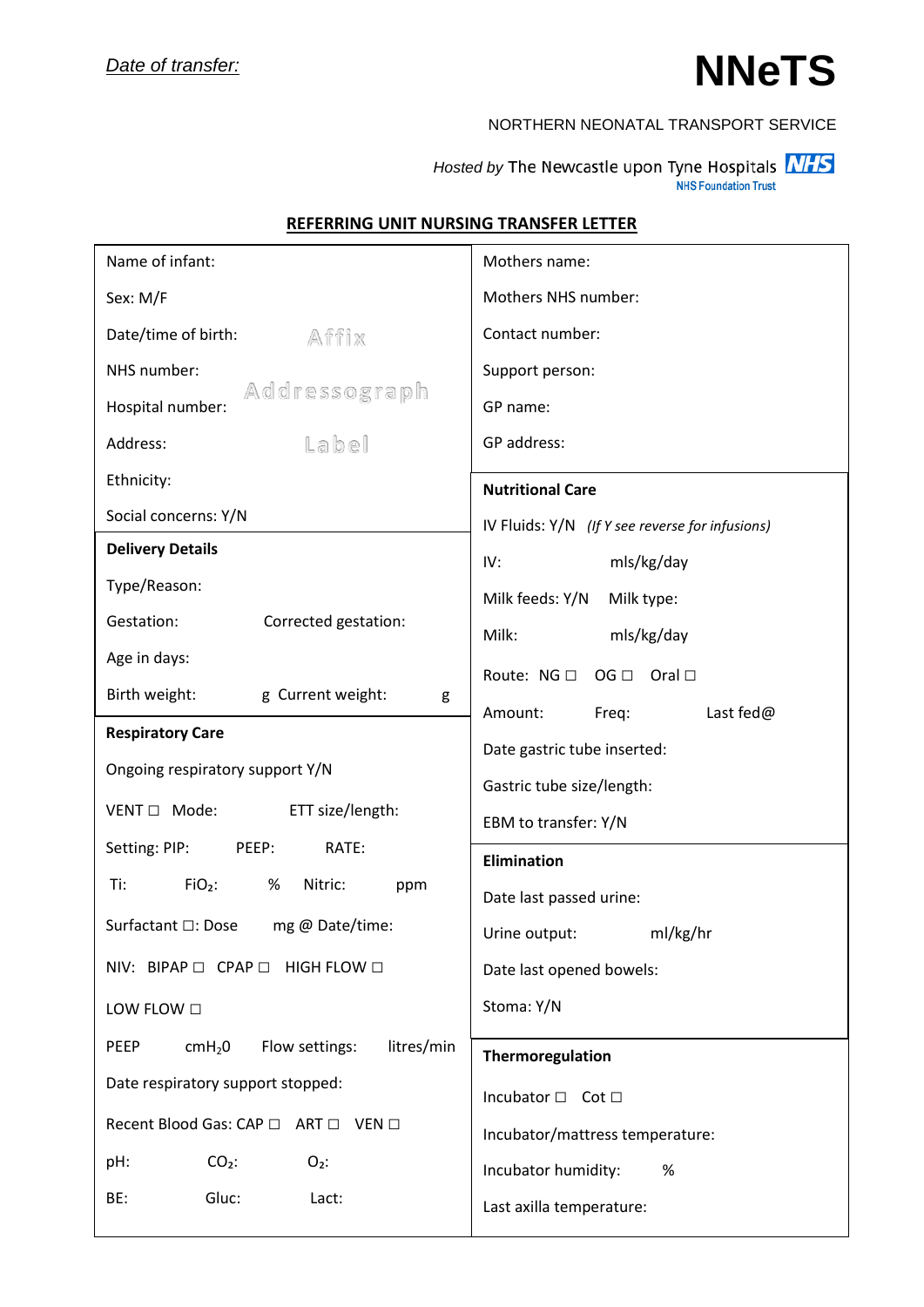*Date of transfer:*

# NNeTS

NORTHERN NEONATAL TRANSPORT SERVICE

*Hosted by* The Newcastle upon Tyne Hospitals NHS
NHS Foundation Trust

## REFERRING UNIT NURSING TRANSFER LETTER

Name of infant:

Sex: M/F

Date/time of birth: Affix

NHS number: Addressograph

Hospital number:

Address: Label

Ethnicity:

Social concerns: Y/N

**Delivery Details**

Type/Reason:

Gestation: Corrected gestation:

Age in days:

Birth weight: g Current weight: g

**Respiratory Care**

Ongoing respiratory support Y/N

VENT ☐ Mode: ETT size/length:

Setting: PIP: PEEP: RATE:

Ti: $FiO_2$: % Nitric: ppm

Surfactant ☐: Dose mg @ Date/time:

NIV: BIPAP ☐ CPAP ☐ HIGH FLOW ☐

LOW FLOW ☐

PEEP $cmH_2O$ Flow settings: litres/min

Date respiratory support stopped:

Recent Blood Gas: CAP ☐ ART ☐ VEN ☐

pH: $CO_2$: $O_2$:

BE: Gluc: Lact:

Mothers name:

Mothers NHS number:

Contact number:

Support person:

GP name:

GP address:

**Nutritional Care**

IV Fluids: Y/N *(If Y see reverse for infusions)*

IV: mls/kg/day

Milk feeds: Y/N Milk type:

Milk: mls/kg/day

Route: NG ☐ OG ☐ Oral ☐

Amount: Freq: Last fed@

Date gastric tube inserted:

Gastric tube size/length:

EBM to transfer: Y/N

**Elimination**

Date last passed urine:

Urine output: ml/kg/hr

Date last opened bowels:

Stoma: Y/N

**Thermoregulation**

Incubator ☐ Cot ☐

Incubator/mattress temperature:

Incubator humidity: %

Last axilla temperature: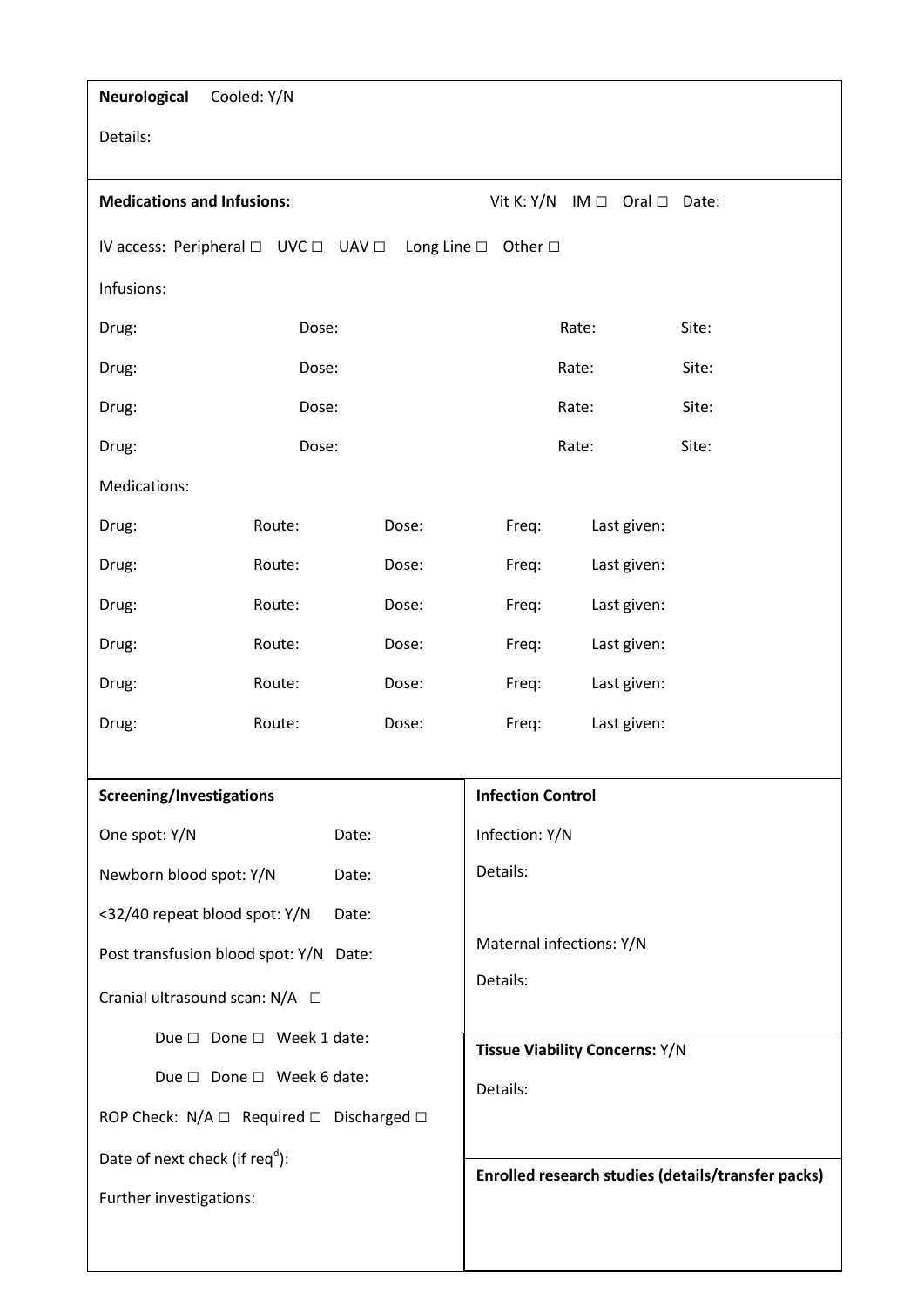**Neurological** Cooled: Y/N

Details:

---

**Medications and Infusions:** Vit K: Y/N IM □ Oral □ Date:

IV access: Peripheral □ UVC □ UAV □ Long Line □ Other □

Infusions:

| | | | |
|---|---|---|---|
| Drug: | Dose: | Rate: | Site: |
| Drug: | Dose: | Rate: | Site: |
| Drug: | Dose: | Rate: | Site: |
| Drug: | Dose: | Rate: | Site: |

Medications:

| | | | | |
|---|---|---|---|---|
| Drug: | Route: | Dose: | Freq: | Last given: |
| Drug: | Route: | Dose: | Freq: | Last given: |
| Drug: | Route: | Dose: | Freq: | Last given: |
| Drug: | Route: | Dose: | Freq: | Last given: |
| Drug: | Route: | Dose: | Freq: | Last given: |
| Drug: | Route: | Dose: | Freq: | Last given: |

---

**Screening/Investigations**

One spot: Y/N Date:

Newborn blood spot: Y/N Date:

<32/40 repeat blood spot: Y/N Date:

Post transfusion blood spot: Y/N Date:

Cranial ultrasound scan: N/A □

Due □ Done □ Week 1 date:

Due □ Done □ Week 6 date:

ROP Check: N/A □ Required □ Discharged □

Date of next check (if req[d]):

Further investigations:

**Infection Control**

Infection: Y/N

Details:

Maternal infections: Y/N

Details:

**Tissue Viability Concerns:** Y/N

Details:

**Enrolled research studies (details/transfer packs)**